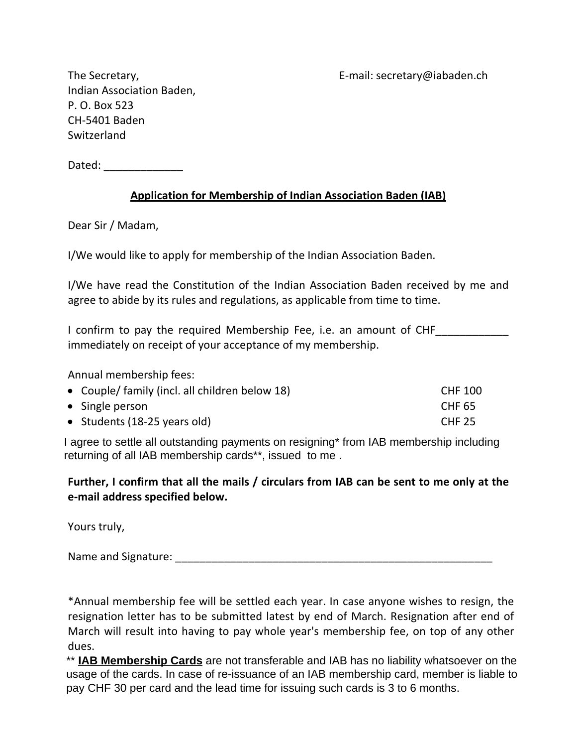The Secretary,
Indian Association Baden,
P. O. Box 523
CH-5401 Baden
Switzerland

E-mail: secretary@iabaden.ch

Dated: _____________

**Application for Membership of Indian Association Baden (IAB)**

Dear Sir / Madam,

I/We would like to apply for membership of the Indian Association Baden.

I/We have read the Constitution of the Indian Association Baden received by me and agree to abide by its rules and regulations, as applicable from time to time.

I confirm to pay the required Membership Fee, i.e. an amount of CHF____________ immediately on receipt of your acceptance of my membership.

Annual membership fees:

- Couple/ family (incl. all children below 18) CHF 100
- Single person CHF 65
- Students (18-25 years old) CHF 25

I agree to settle all outstanding payments on resigning* from IAB membership including returning of all IAB membership cards**, issued to me .

**Further, I confirm that all the mails / circulars from IAB can be sent to me only at the e-mail address specified below.**

Yours truly,

Name and Signature: _______________________________________________________

*Annual membership fee will be settled each year. In case anyone wishes to resign, the resignation letter has to be submitted latest by end of March. Resignation after end of March will result into having to pay whole year's membership fee, on top of any other dues.

** **IAB Membership Cards** are not transferable and IAB has no liability whatsoever on the usage of the cards. In case of re-issuance of an IAB membership card, member is liable to pay CHF 30 per card and the lead time for issuing such cards is 3 to 6 months.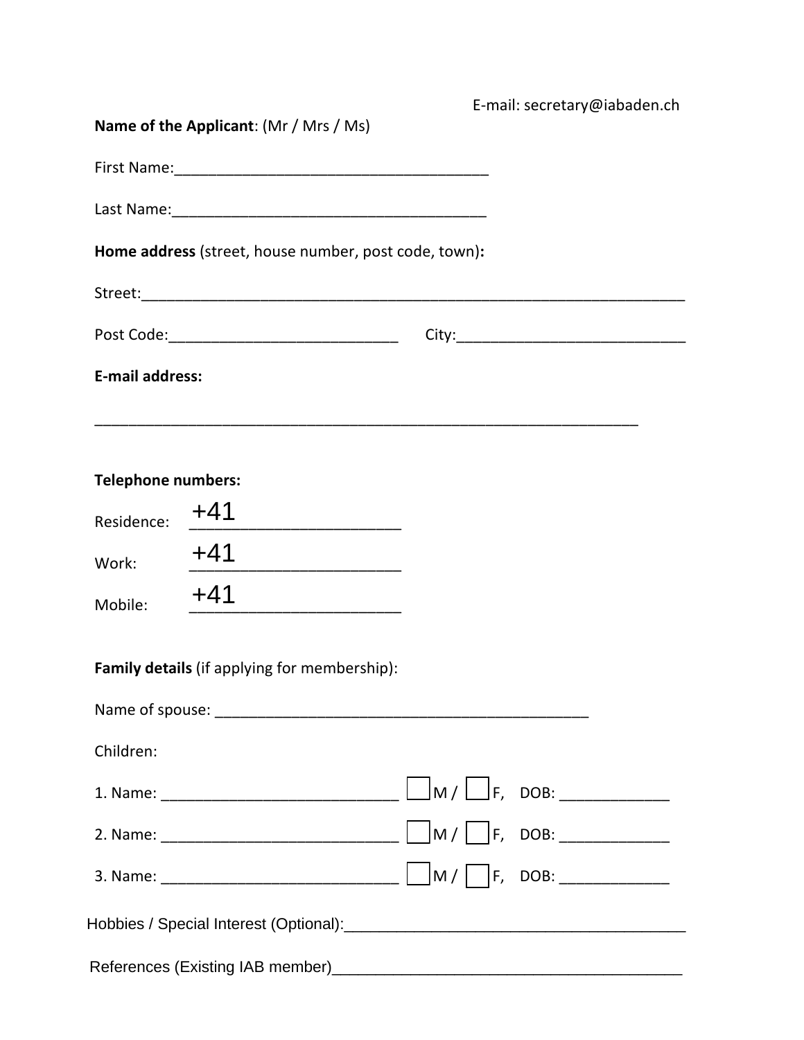E-mail: secretary@iabaden.ch

**Name of the Applicant**: (Mr / Mrs / Ms)

First Name:_____________________________________

Last Name:_____________________________________

**Home address** (street, house number, post code, town)**:**

Street:___________________________________________________________________

Post Code:___________________________ City:___________________________

**E-mail address:**

_________________________________________________________________

**Telephone numbers:**

Residence: +41 _________________________

Work: +41 _________________________

Mobile: +41 _________________________

**Family details** (if applying for membership):

Name of spouse: ____________________________________________

Children:

1. Name: ____________________________ ☐ M / ☐ F, DOB: _____________
2. Name: ____________________________ ☐ M / ☐ F, DOB: _____________
3. Name: ____________________________ ☐ M / ☐ F, DOB: _____________

Hobbies / Special Interest (Optional):________________________________________

References (Existing IAB member)_________________________________________